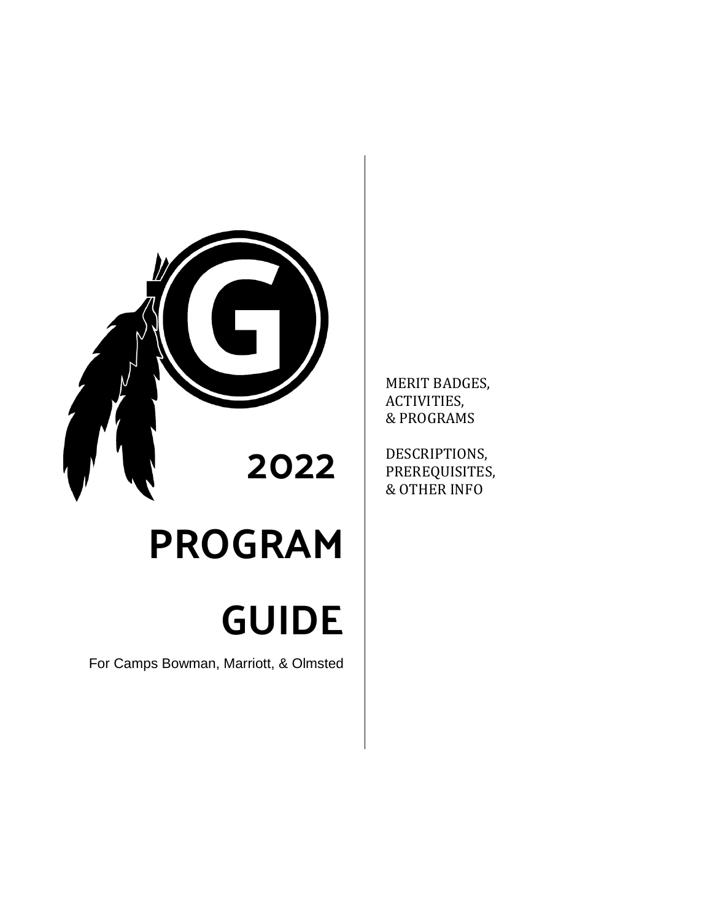# 2022

# PROGRAM GUIDE

For Camps Bowman, Marriott, & Olmsted

MERIT BADGES,
ACTIVITIES,
& PROGRAMS

DESCRIPTIONS,
PREREQUISITES,
& OTHER INFO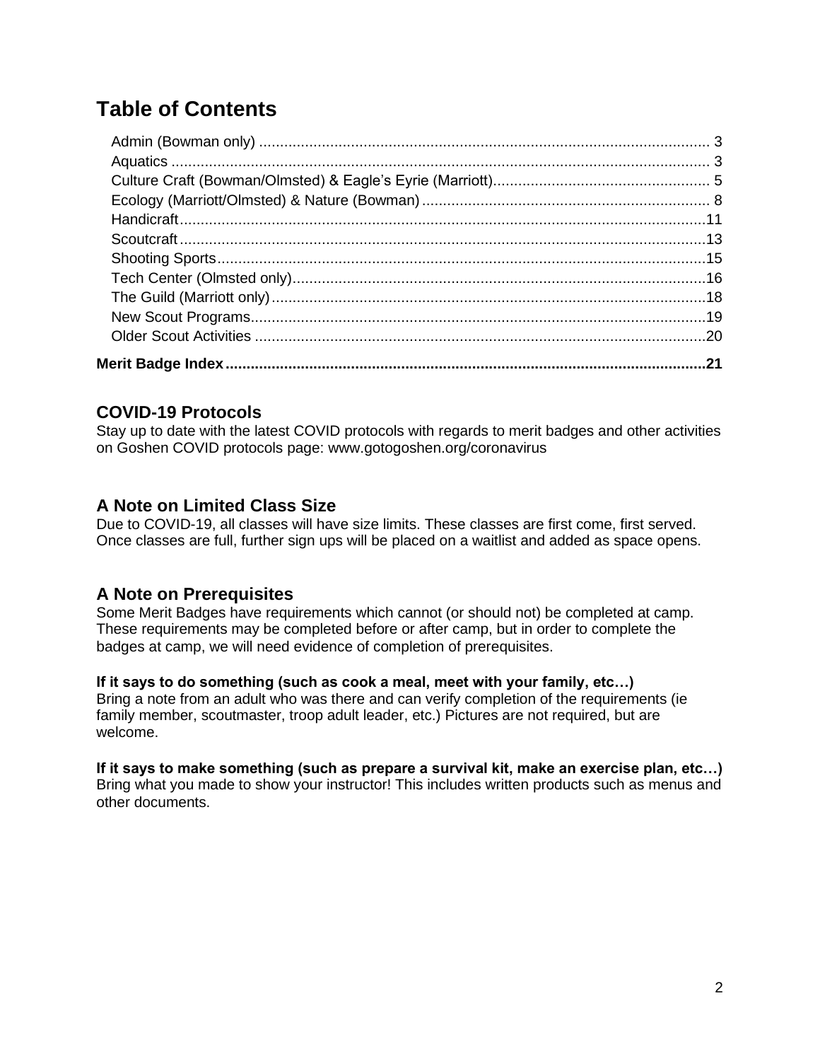# Table of Contents

- Admin (Bowman only) ........ 3
- Aquatics ........ 3
- Culture Craft (Bowman/Olmsted) & Eagle's Eyrie (Marriott) ........ 5
- Ecology (Marriott/Olmsted) & Nature (Bowman) ........ 8
- Handicraft ........ 11
- Scoutcraft ........ 13
- Shooting Sports ........ 15
- Tech Center (Olmsted only) ........ 16
- The Guild (Marriott only) ........ 18
- New Scout Programs ........ 19
- Older Scout Activities ........ 20

**Merit Badge Index ........ 21**

## COVID-19 Protocols

Stay up to date with the latest COVID protocols with regards to merit badges and other activities on Goshen COVID protocols page: www.gotogoshen.org/coronavirus

## A Note on Limited Class Size

Due to COVID-19, all classes will have size limits. These classes are first come, first served. Once classes are full, further sign ups will be placed on a waitlist and added as space opens.

## A Note on Prerequisites

Some Merit Badges have requirements which cannot (or should not) be completed at camp. These requirements may be completed before or after camp, but in order to complete the badges at camp, we will need evidence of completion of prerequisites.

**If it says to do something (such as cook a meal, meet with your family, etc…)**
Bring a note from an adult who was there and can verify completion of the requirements (ie family member, scoutmaster, troop adult leader, etc.) Pictures are not required, but are welcome.

**If it says to make something (such as prepare a survival kit, make an exercise plan, etc…)**
Bring what you made to show your instructor! This includes written products such as menus and other documents.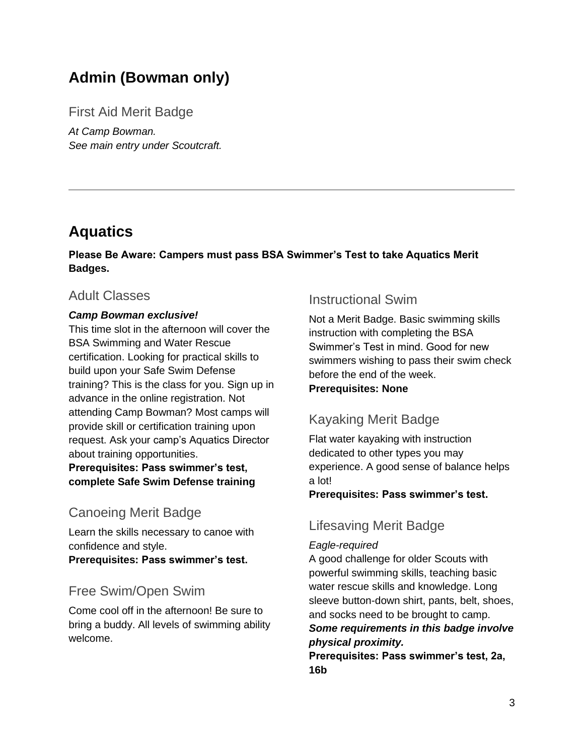## Admin (Bowman only)

### First Aid Merit Badge

*At Camp Bowman.*
*See main entry under Scoutcraft.*

---

## Aquatics

**Please Be Aware: Campers must pass BSA Swimmer's Test to take Aquatics Merit Badges.**

### Adult Classes

***Camp Bowman exclusive!***
This time slot in the afternoon will cover the BSA Swimming and Water Rescue certification. Looking for practical skills to build upon your Safe Swim Defense training? This is the class for you. Sign up in advance in the online registration. Not attending Camp Bowman? Most camps will provide skill or certification training upon request. Ask your camp's Aquatics Director about training opportunities.
**Prerequisites: Pass swimmer's test, complete Safe Swim Defense training**

### Canoeing Merit Badge

Learn the skills necessary to canoe with confidence and style.
**Prerequisites: Pass swimmer's test.**

### Free Swim/Open Swim

Come cool off in the afternoon! Be sure to bring a buddy. All levels of swimming ability welcome.

### Instructional Swim

Not a Merit Badge. Basic swimming skills instruction with completing the BSA Swimmer's Test in mind. Good for new swimmers wishing to pass their swim check before the end of the week.
**Prerequisites: None**

### Kayaking Merit Badge

Flat water kayaking with instruction dedicated to other types you may experience. A good sense of balance helps a lot!
**Prerequisites: Pass swimmer's test.**

### Lifesaving Merit Badge

*Eagle-required*
A good challenge for older Scouts with powerful swimming skills, teaching basic water rescue skills and knowledge. Long sleeve button-down shirt, pants, belt, shoes, and socks need to be brought to camp.
***Some requirements in this badge involve physical proximity.***
**Prerequisites: Pass swimmer's test, 2a, 16b**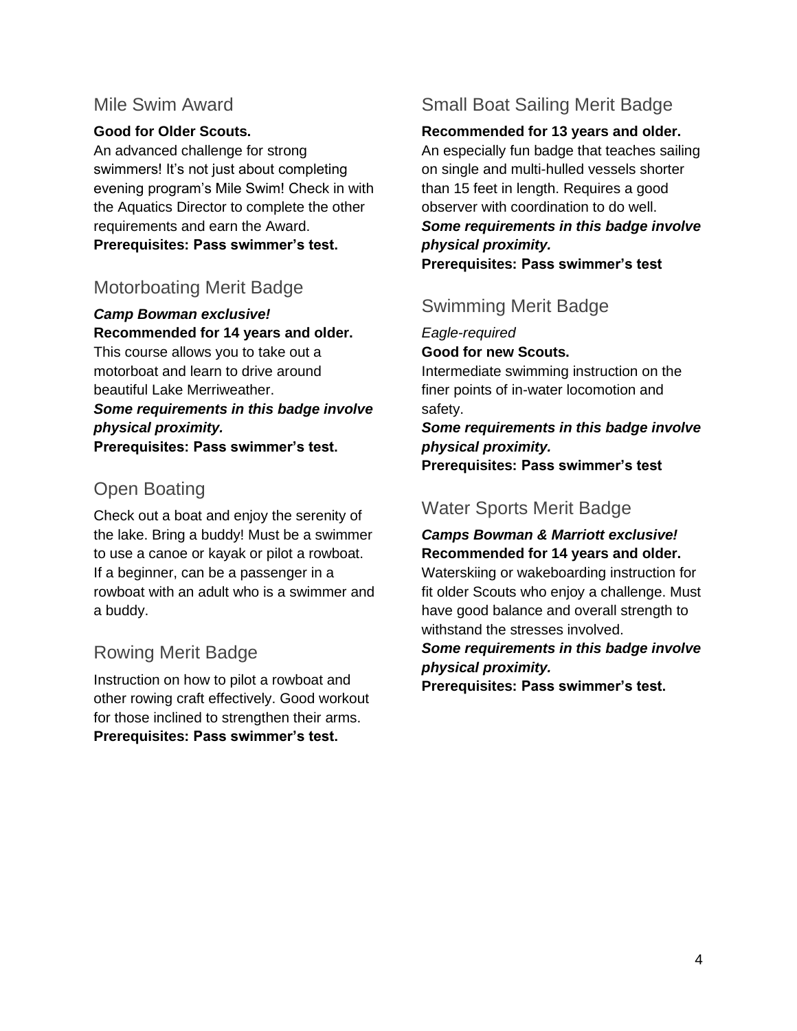## Mile Swim Award

**Good for Older Scouts.**
An advanced challenge for strong swimmers! It's not just about completing evening program's Mile Swim! Check in with the Aquatics Director to complete the other requirements and earn the Award.
**Prerequisites: Pass swimmer's test.**

## Motorboating Merit Badge

***Camp Bowman exclusive!***
**Recommended for 14 years and older.**
This course allows you to take out a motorboat and learn to drive around beautiful Lake Merriweather.
***Some requirements in this badge involve physical proximity.***
**Prerequisites: Pass swimmer's test.**

## Open Boating

Check out a boat and enjoy the serenity of the lake. Bring a buddy! Must be a swimmer to use a canoe or kayak or pilot a rowboat. If a beginner, can be a passenger in a rowboat with an adult who is a swimmer and a buddy.

## Rowing Merit Badge

Instruction on how to pilot a rowboat and other rowing craft effectively. Good workout for those inclined to strengthen their arms.
**Prerequisites: Pass swimmer's test.**

## Small Boat Sailing Merit Badge

**Recommended for 13 years and older.**
An especially fun badge that teaches sailing on single and multi-hulled vessels shorter than 15 feet in length. Requires a good observer with coordination to do well.
***Some requirements in this badge involve physical proximity.***
**Prerequisites: Pass swimmer's test**

## Swimming Merit Badge

*Eagle-required*
**Good for new Scouts.**
Intermediate swimming instruction on the finer points of in-water locomotion and safety.
***Some requirements in this badge involve physical proximity.***
**Prerequisites: Pass swimmer's test**

## Water Sports Merit Badge

***Camps Bowman & Marriott exclusive!***
**Recommended for 14 years and older.**
Waterskiing or wakeboarding instruction for fit older Scouts who enjoy a challenge. Must have good balance and overall strength to withstand the stresses involved.
***Some requirements in this badge involve physical proximity.***
**Prerequisites: Pass swimmer's test.**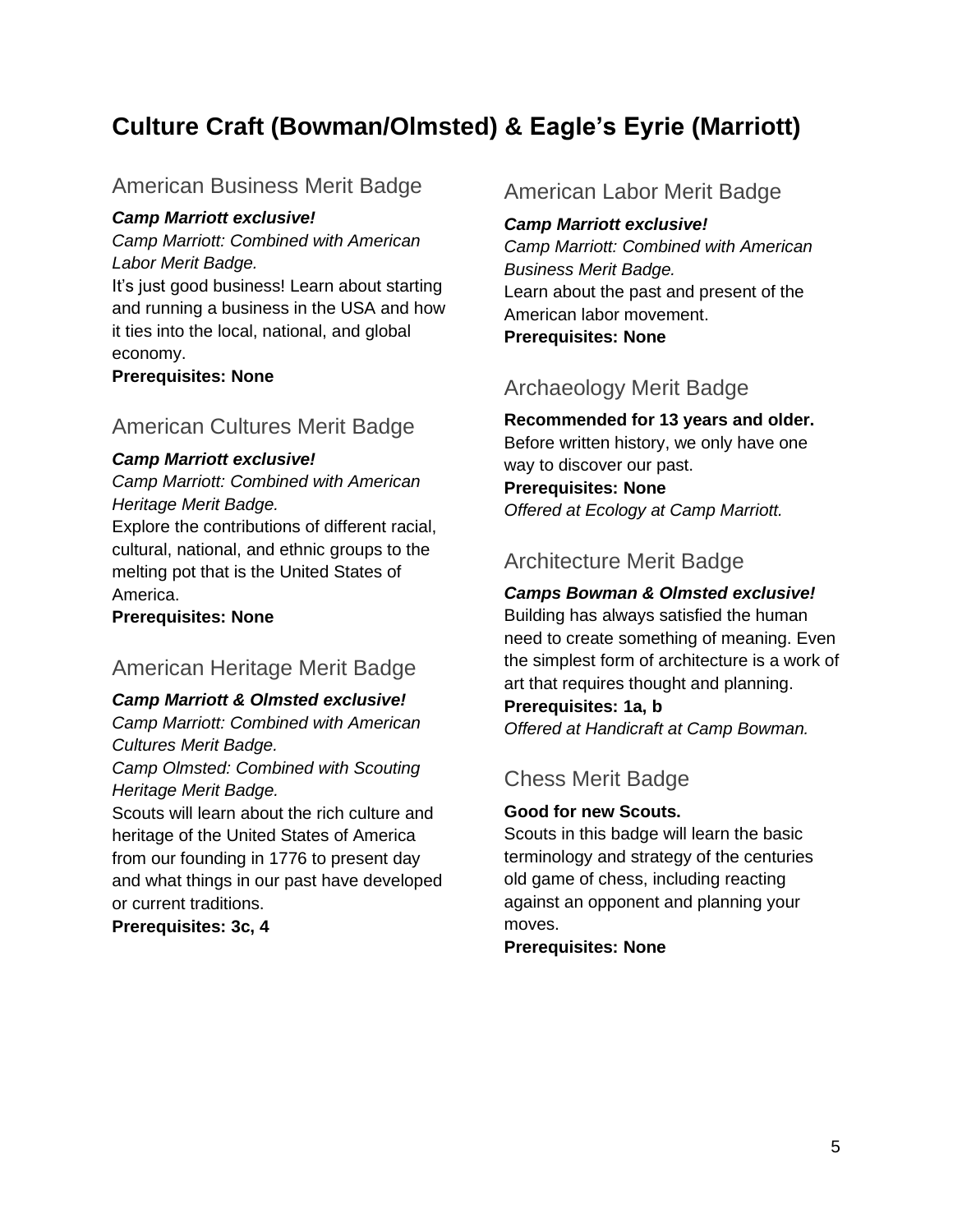# Culture Craft (Bowman/Olmsted) & Eagle's Eyrie (Marriott)

## American Business Merit Badge

***Camp Marriott exclusive!***

*Camp Marriott: Combined with American Labor Merit Badge.*

It's just good business! Learn about starting and running a business in the USA and how it ties into the local, national, and global economy.

**Prerequisites: None**

## American Cultures Merit Badge

***Camp Marriott exclusive!***

*Camp Marriott: Combined with American Heritage Merit Badge.*

Explore the contributions of different racial, cultural, national, and ethnic groups to the melting pot that is the United States of America.

**Prerequisites: None**

## American Heritage Merit Badge

***Camp Marriott & Olmsted exclusive!***

*Camp Marriott: Combined with American Cultures Merit Badge.*

*Camp Olmsted: Combined with Scouting Heritage Merit Badge.*

Scouts will learn about the rich culture and heritage of the United States of America from our founding in 1776 to present day and what things in our past have developed or current traditions.

**Prerequisites: 3c, 4**

## American Labor Merit Badge

***Camp Marriott exclusive!***

*Camp Marriott: Combined with American Business Merit Badge.*

Learn about the past and present of the American labor movement.

**Prerequisites: None**

## Archaeology Merit Badge

**Recommended for 13 years and older.**

Before written history, we only have one way to discover our past.

**Prerequisites: None**

*Offered at Ecology at Camp Marriott.*

## Architecture Merit Badge

***Camps Bowman & Olmsted exclusive!***

Building has always satisfied the human need to create something of meaning. Even the simplest form of architecture is a work of art that requires thought and planning.

**Prerequisites: 1a, b**

*Offered at Handicraft at Camp Bowman.*

## Chess Merit Badge

**Good for new Scouts.**

Scouts in this badge will learn the basic terminology and strategy of the centuries old game of chess, including reacting against an opponent and planning your moves.

**Prerequisites: None**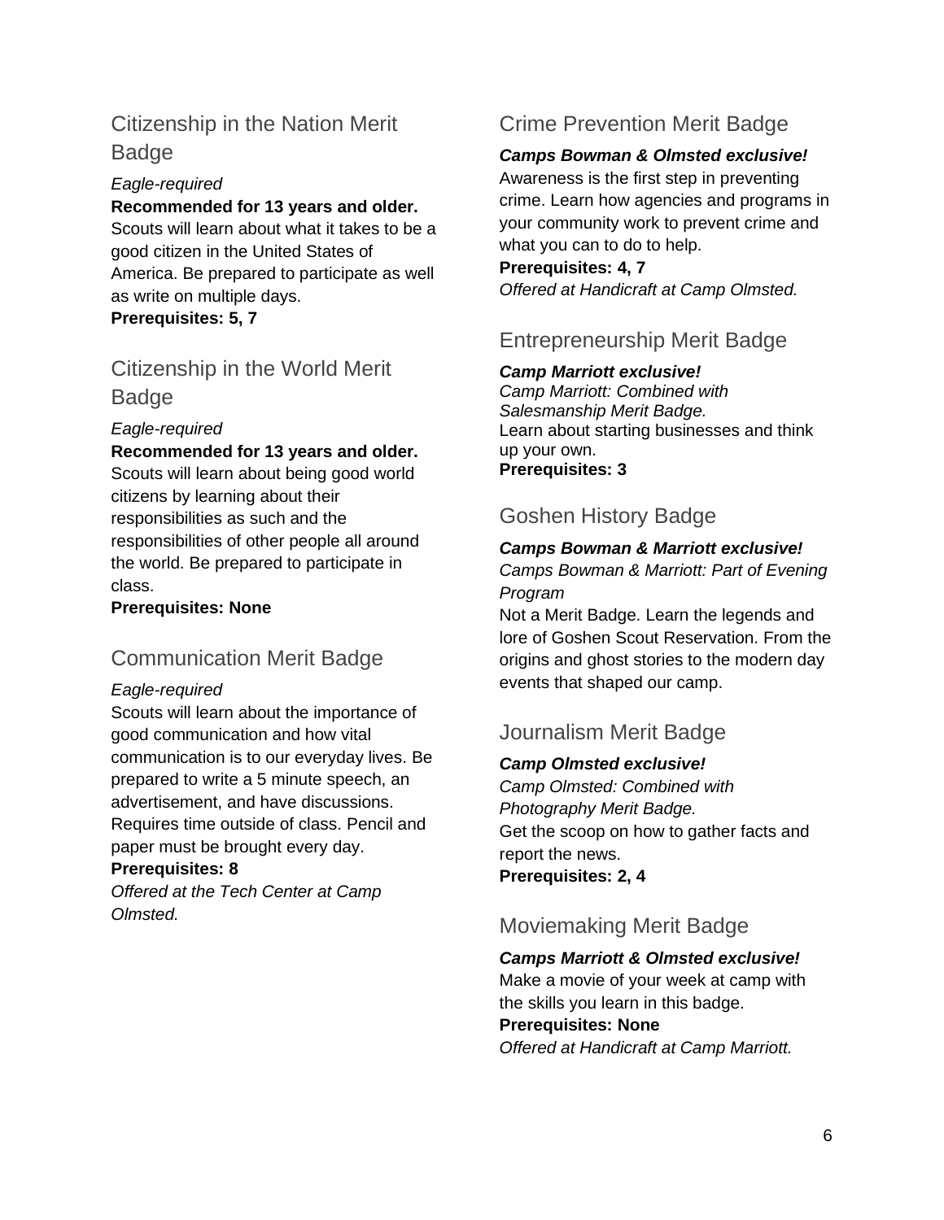## Citizenship in the Nation Merit Badge

*Eagle-required*

**Recommended for 13 years and older.**
Scouts will learn about what it takes to be a good citizen in the United States of America. Be prepared to participate as well as write on multiple days.
**Prerequisites: 5, 7**

## Citizenship in the World Merit Badge

*Eagle-required*

**Recommended for 13 years and older.**
Scouts will learn about being good world citizens by learning about their responsibilities as such and the responsibilities of other people all around the world. Be prepared to participate in class.
**Prerequisites: None**

## Communication Merit Badge

*Eagle-required*

Scouts will learn about the importance of good communication and how vital communication is to our everyday lives. Be prepared to write a 5 minute speech, an advertisement, and have discussions. Requires time outside of class. Pencil and paper must be brought every day.
**Prerequisites: 8**
*Offered at the Tech Center at Camp Olmsted.*

## Crime Prevention Merit Badge

***Camps Bowman & Olmsted exclusive!***
Awareness is the first step in preventing crime. Learn how agencies and programs in your community work to prevent crime and what you can to do to help.
**Prerequisites: 4, 7**
*Offered at Handicraft at Camp Olmsted.*

## Entrepreneurship Merit Badge

***Camp Marriott exclusive!***
*Camp Marriott: Combined with Salesmanship Merit Badge.*
Learn about starting businesses and think up your own.
**Prerequisites: 3**

## Goshen History Badge

***Camps Bowman & Marriott exclusive!***
*Camps Bowman & Marriott: Part of Evening Program*
Not a Merit Badge. Learn the legends and lore of Goshen Scout Reservation. From the origins and ghost stories to the modern day events that shaped our camp.

## Journalism Merit Badge

***Camp Olmsted exclusive!***
*Camp Olmsted: Combined with Photography Merit Badge.*
Get the scoop on how to gather facts and report the news.
**Prerequisites: 2, 4**

## Moviemaking Merit Badge

***Camps Marriott & Olmsted exclusive!***
Make a movie of your week at camp with the skills you learn in this badge.
**Prerequisites: None**
*Offered at Handicraft at Camp Marriott.*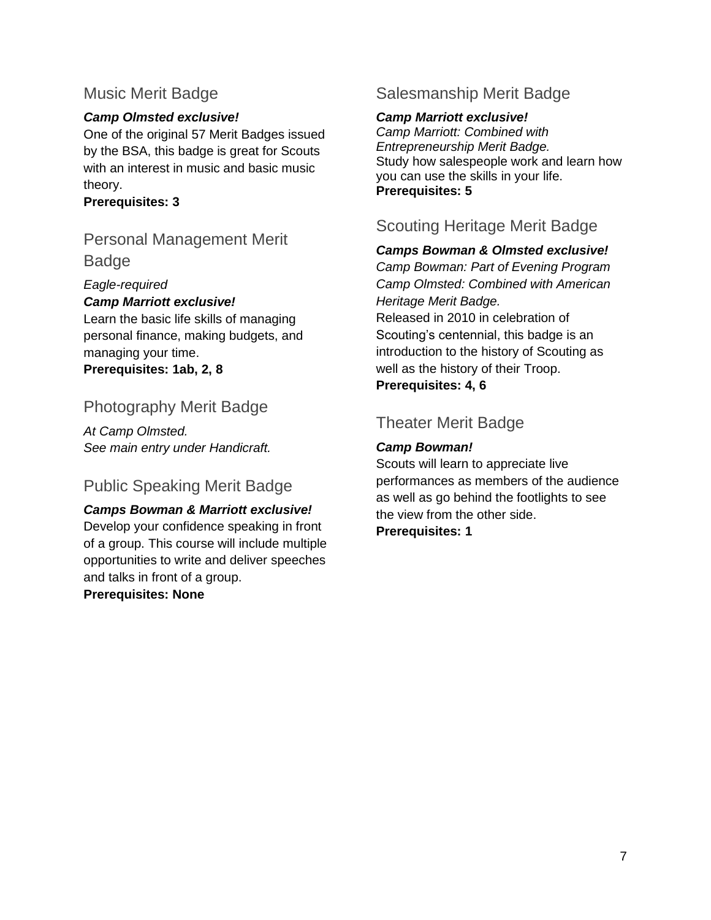## Music Merit Badge

***Camp Olmsted exclusive!***

One of the original 57 Merit Badges issued by the BSA, this badge is great for Scouts with an interest in music and basic music theory.

**Prerequisites: 3**

## Personal Management Merit Badge

*Eagle-required*

***Camp Marriott exclusive!***

Learn the basic life skills of managing personal finance, making budgets, and managing your time.

**Prerequisites: 1ab, 2, 8**

## Photography Merit Badge

*At Camp Olmsted.*
*See main entry under Handicraft.*

## Public Speaking Merit Badge

***Camps Bowman & Marriott exclusive!***

Develop your confidence speaking in front of a group. This course will include multiple opportunities to write and deliver speeches and talks in front of a group.

**Prerequisites: None**

## Salesmanship Merit Badge

***Camp Marriott exclusive!***

*Camp Marriott: Combined with Entrepreneurship Merit Badge.*

Study how salespeople work and learn how you can use the skills in your life.

**Prerequisites: 5**

## Scouting Heritage Merit Badge

***Camps Bowman & Olmsted exclusive!***

*Camp Bowman: Part of Evening Program*
*Camp Olmsted: Combined with American Heritage Merit Badge.*

Released in 2010 in celebration of Scouting's centennial, this badge is an introduction to the history of Scouting as well as the history of their Troop.

**Prerequisites: 4, 6**

## Theater Merit Badge

***Camp Bowman!***

Scouts will learn to appreciate live performances as members of the audience as well as go behind the footlights to see the view from the other side.

**Prerequisites: 1**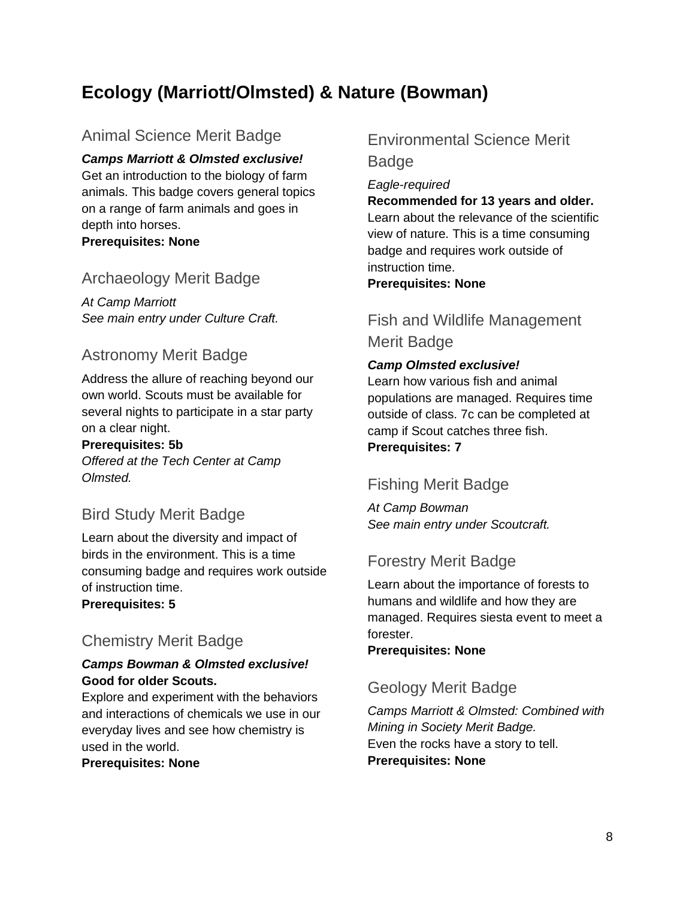# Ecology (Marriott/Olmsted) & Nature (Bowman)

## Animal Science Merit Badge

***Camps Marriott & Olmsted exclusive!***
Get an introduction to the biology of farm animals. This badge covers general topics on a range of farm animals and goes in depth into horses.
**Prerequisites: None**

## Archaeology Merit Badge

*At Camp Marriott*
*See main entry under Culture Craft.*

## Astronomy Merit Badge

Address the allure of reaching beyond our own world. Scouts must be available for several nights to participate in a star party on a clear night.
**Prerequisites: 5b**
*Offered at the Tech Center at Camp Olmsted.*

## Bird Study Merit Badge

Learn about the diversity and impact of birds in the environment. This is a time consuming badge and requires work outside of instruction time.
**Prerequisites: 5**

## Chemistry Merit Badge

***Camps Bowman & Olmsted exclusive!***
**Good for older Scouts.**
Explore and experiment with the behaviors and interactions of chemicals we use in our everyday lives and see how chemistry is used in the world.
**Prerequisites: None**

## Environmental Science Merit Badge

*Eagle-required*
**Recommended for 13 years and older.**
Learn about the relevance of the scientific view of nature. This is a time consuming badge and requires work outside of instruction time.
**Prerequisites: None**

## Fish and Wildlife Management Merit Badge

***Camp Olmsted exclusive!***
Learn how various fish and animal populations are managed. Requires time outside of class. 7c can be completed at camp if Scout catches three fish.
**Prerequisites: 7**

## Fishing Merit Badge

*At Camp Bowman*
*See main entry under Scoutcraft.*

## Forestry Merit Badge

Learn about the importance of forests to humans and wildlife and how they are managed. Requires siesta event to meet a forester.
**Prerequisites: None**

## Geology Merit Badge

*Camps Marriott & Olmsted: Combined with Mining in Society Merit Badge.*
Even the rocks have a story to tell.
**Prerequisites: None**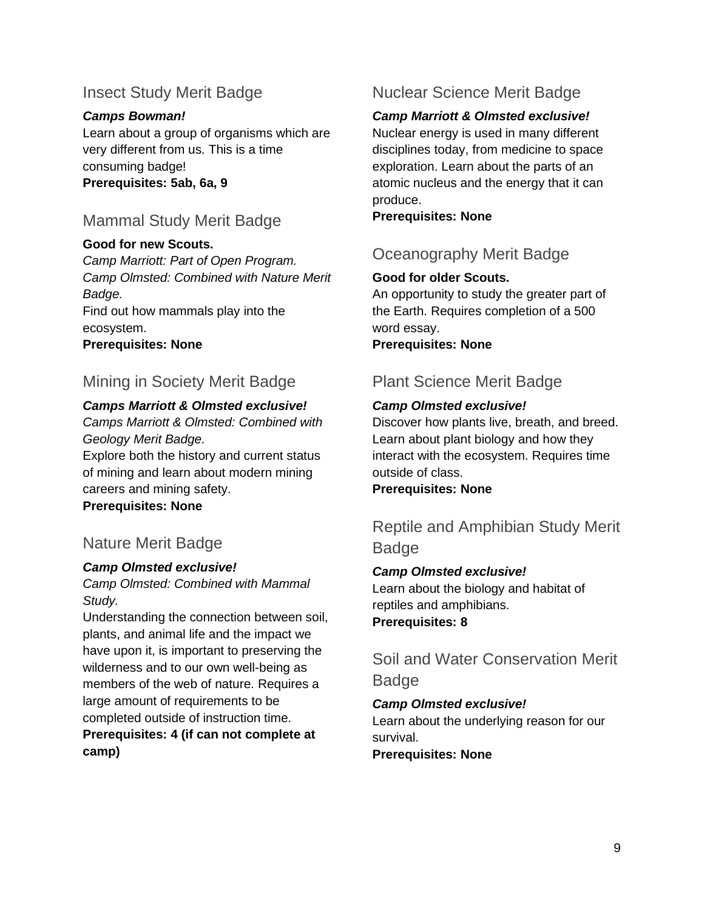## Insect Study Merit Badge

***Camps Bowman!***

Learn about a group of organisms which are very different from us. This is a time consuming badge!

**Prerequisites: 5ab, 6a, 9**

## Mammal Study Merit Badge

**Good for new Scouts.**

*Camp Marriott: Part of Open Program.*
*Camp Olmsted: Combined with Nature Merit Badge.*

Find out how mammals play into the ecosystem.

**Prerequisites: None**

## Mining in Society Merit Badge

***Camps Marriott & Olmsted exclusive!***

*Camps Marriott & Olmsted: Combined with Geology Merit Badge.*

Explore both the history and current status of mining and learn about modern mining careers and mining safety.

**Prerequisites: None**

## Nature Merit Badge

***Camp Olmsted exclusive!***

*Camp Olmsted: Combined with Mammal Study.*

Understanding the connection between soil, plants, and animal life and the impact we have upon it, is important to preserving the wilderness and to our own well-being as members of the web of nature. Requires a large amount of requirements to be completed outside of instruction time.

**Prerequisites: 4 (if can not complete at camp)**

## Nuclear Science Merit Badge

***Camp Marriott & Olmsted exclusive!***

Nuclear energy is used in many different disciplines today, from medicine to space exploration. Learn about the parts of an atomic nucleus and the energy that it can produce.

**Prerequisites: None**

## Oceanography Merit Badge

**Good for older Scouts.**

An opportunity to study the greater part of the Earth. Requires completion of a 500 word essay.

**Prerequisites: None**

## Plant Science Merit Badge

***Camp Olmsted exclusive!***

Discover how plants live, breath, and breed. Learn about plant biology and how they interact with the ecosystem. Requires time outside of class.

**Prerequisites: None**

## Reptile and Amphibian Study Merit Badge

***Camp Olmsted exclusive!***

Learn about the biology and habitat of reptiles and amphibians.

**Prerequisites: 8**

## Soil and Water Conservation Merit Badge

***Camp Olmsted exclusive!***

Learn about the underlying reason for our survival.

**Prerequisites: None**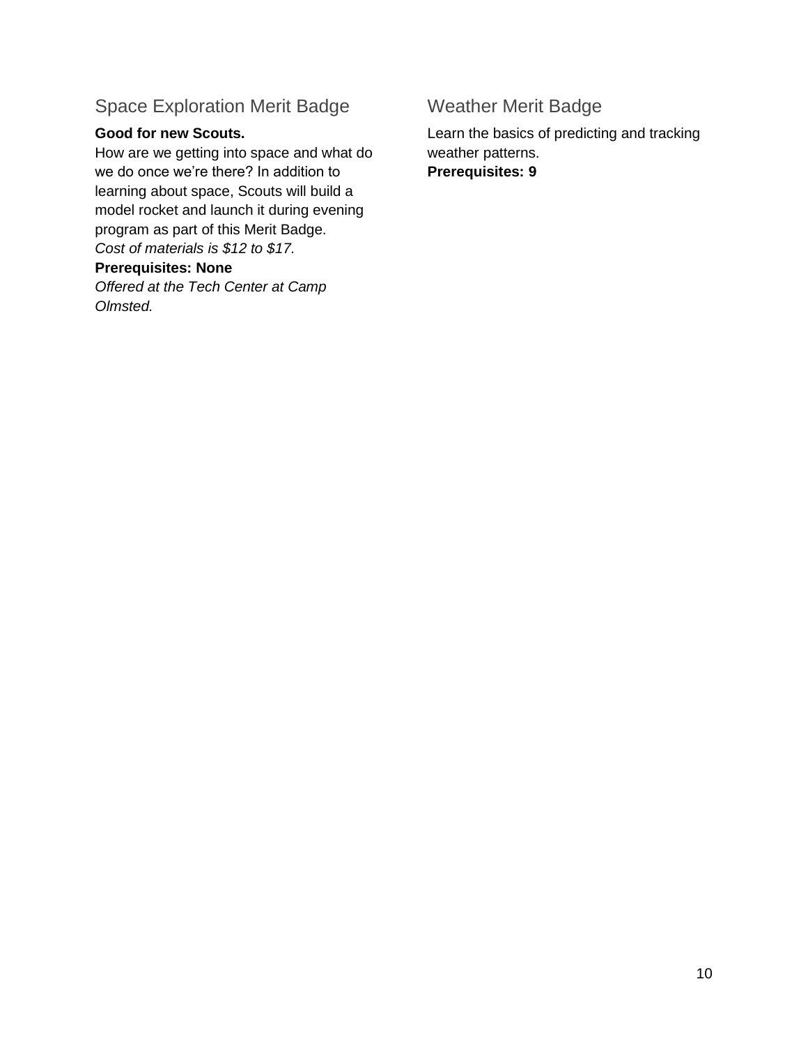## Space Exploration Merit Badge

**Good for new Scouts.**
How are we getting into space and what do we do once we're there? In addition to learning about space, Scouts will build a model rocket and launch it during evening program as part of this Merit Badge.
*Cost of materials is $12 to $17.*
**Prerequisites: None**
*Offered at the Tech Center at Camp Olmsted.*

## Weather Merit Badge

Learn the basics of predicting and tracking weather patterns.
**Prerequisites: 9**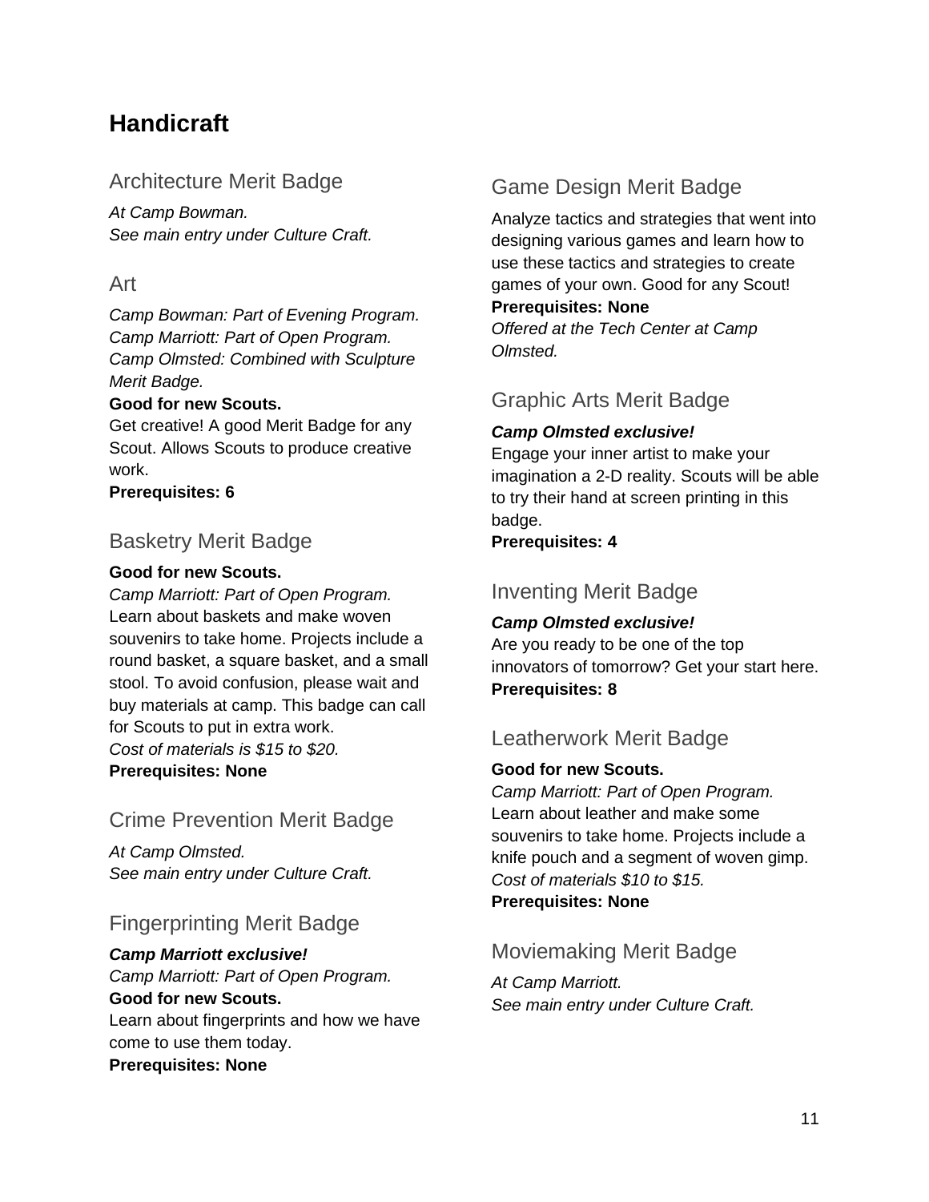# Handicraft

## Architecture Merit Badge

*At Camp Bowman.*
*See main entry under Culture Craft.*

## Art

*Camp Bowman: Part of Evening Program.*
*Camp Marriott: Part of Open Program.*
*Camp Olmsted: Combined with Sculpture Merit Badge.*

**Good for new Scouts.**

Get creative! A good Merit Badge for any Scout. Allows Scouts to produce creative work.

**Prerequisites: 6**

## Basketry Merit Badge

**Good for new Scouts.**

*Camp Marriott: Part of Open Program.*

Learn about baskets and make woven souvenirs to take home. Projects include a round basket, a square basket, and a small stool. To avoid confusion, please wait and buy materials at camp. This badge can call for Scouts to put in extra work.

*Cost of materials is $15 to $20.*

**Prerequisites: None**

## Crime Prevention Merit Badge

*At Camp Olmsted.*
*See main entry under Culture Craft.*

## Fingerprinting Merit Badge

***Camp Marriott exclusive!***

*Camp Marriott: Part of Open Program.*

**Good for new Scouts.**

Learn about fingerprints and how we have come to use them today.

**Prerequisites: None**

## Game Design Merit Badge

Analyze tactics and strategies that went into designing various games and learn how to use these tactics and strategies to create games of your own. Good for any Scout!

**Prerequisites: None**

*Offered at the Tech Center at Camp Olmsted.*

## Graphic Arts Merit Badge

***Camp Olmsted exclusive!***

Engage your inner artist to make your imagination a 2-D reality. Scouts will be able to try their hand at screen printing in this badge.

**Prerequisites: 4**

## Inventing Merit Badge

***Camp Olmsted exclusive!***

Are you ready to be one of the top innovators of tomorrow? Get your start here.

**Prerequisites: 8**

## Leatherwork Merit Badge

**Good for new Scouts.**

*Camp Marriott: Part of Open Program.*

Learn about leather and make some souvenirs to take home. Projects include a knife pouch and a segment of woven gimp.

*Cost of materials $10 to $15.*

**Prerequisites: None**

## Moviemaking Merit Badge

*At Camp Marriott.*
*See main entry under Culture Craft.*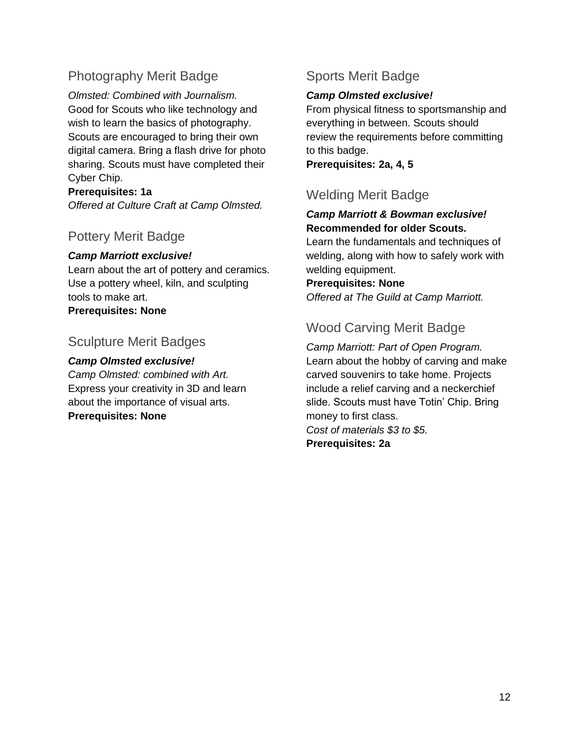## Photography Merit Badge

*Olmsted: Combined with Journalism.*
Good for Scouts who like technology and wish to learn the basics of photography. Scouts are encouraged to bring their own digital camera. Bring a flash drive for photo sharing. Scouts must have completed their Cyber Chip.
**Prerequisites: 1a**
*Offered at Culture Craft at Camp Olmsted.*

## Pottery Merit Badge

***Camp Marriott exclusive!***
Learn about the art of pottery and ceramics. Use a pottery wheel, kiln, and sculpting tools to make art.
**Prerequisites: None**

## Sculpture Merit Badges

***Camp Olmsted exclusive!***
*Camp Olmsted: combined with Art.*
Express your creativity in 3D and learn about the importance of visual arts.
**Prerequisites: None**

## Sports Merit Badge

***Camp Olmsted exclusive!***
From physical fitness to sportsmanship and everything in between. Scouts should review the requirements before committing to this badge.
**Prerequisites: 2a, 4, 5**

## Welding Merit Badge

***Camp Marriott & Bowman exclusive!***
**Recommended for older Scouts.**
Learn the fundamentals and techniques of welding, along with how to safely work with welding equipment.
**Prerequisites: None**
*Offered at The Guild at Camp Marriott.*

## Wood Carving Merit Badge

*Camp Marriott: Part of Open Program.*
Learn about the hobby of carving and make carved souvenirs to take home. Projects include a relief carving and a neckerchief slide. Scouts must have Totin' Chip. Bring money to first class.
*Cost of materials $3 to $5.*
**Prerequisites: 2a**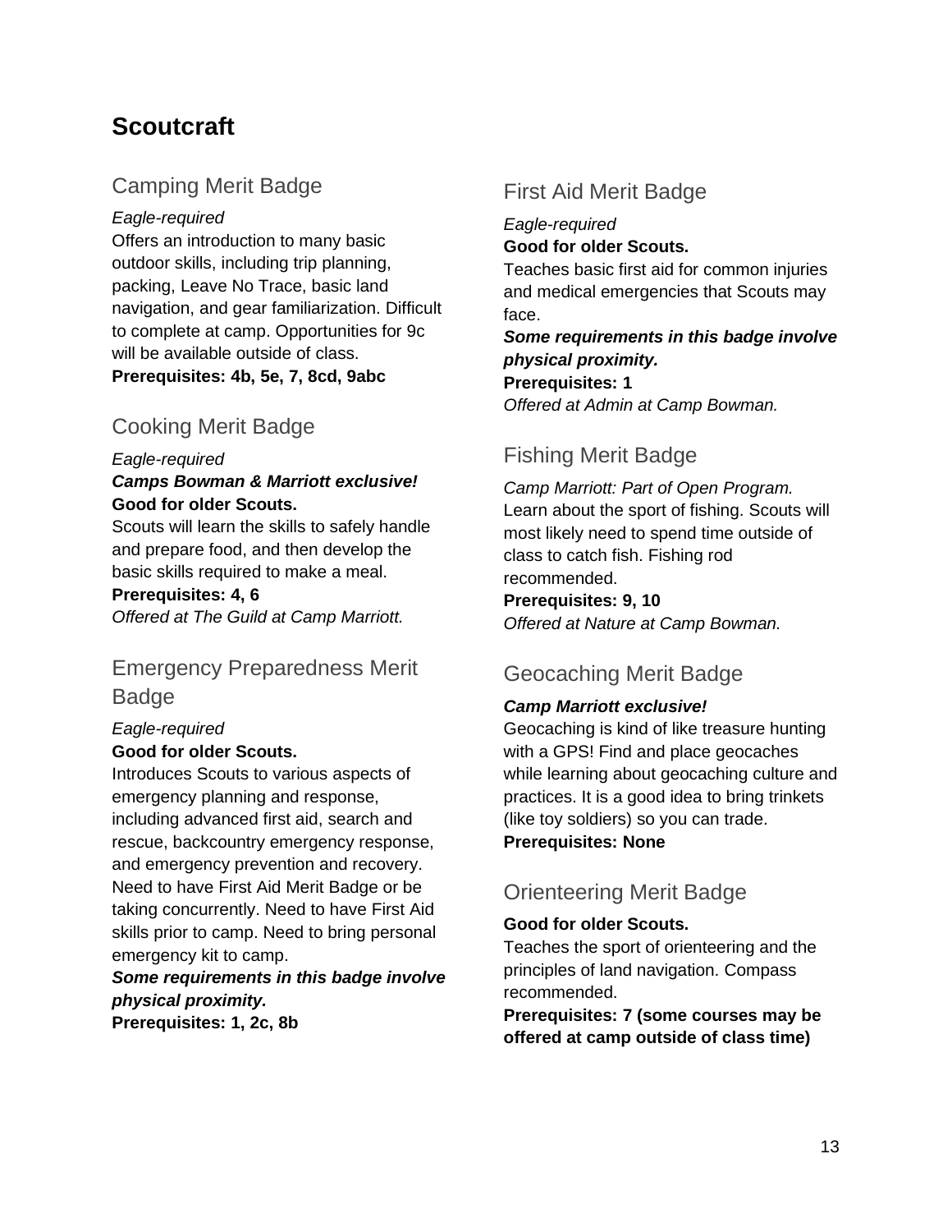## Scoutcraft

### Camping Merit Badge

*Eagle-required*

Offers an introduction to many basic outdoor skills, including trip planning, packing, Leave No Trace, basic land navigation, and gear familiarization. Difficult to complete at camp. Opportunities for 9c will be available outside of class.

**Prerequisites: 4b, 5e, 7, 8cd, 9abc**

### Cooking Merit Badge

*Eagle-required*

***Camps Bowman & Marriott exclusive!***

**Good for older Scouts.**

Scouts will learn the skills to safely handle and prepare food, and then develop the basic skills required to make a meal.

**Prerequisites: 4, 6**

*Offered at The Guild at Camp Marriott.*

### Emergency Preparedness Merit Badge

*Eagle-required*

**Good for older Scouts.**

Introduces Scouts to various aspects of emergency planning and response, including advanced first aid, search and rescue, backcountry emergency response, and emergency prevention and recovery. Need to have First Aid Merit Badge or be taking concurrently. Need to have First Aid skills prior to camp. Need to bring personal emergency kit to camp.

***Some requirements in this badge involve physical proximity.***

**Prerequisites: 1, 2c, 8b**

### First Aid Merit Badge

*Eagle-required*

**Good for older Scouts.**

Teaches basic first aid for common injuries and medical emergencies that Scouts may face.

***Some requirements in this badge involve physical proximity.***

**Prerequisites: 1**

*Offered at Admin at Camp Bowman.*

### Fishing Merit Badge

*Camp Marriott: Part of Open Program.*

Learn about the sport of fishing. Scouts will most likely need to spend time outside of class to catch fish. Fishing rod recommended.

**Prerequisites: 9, 10**

*Offered at Nature at Camp Bowman.*

### Geocaching Merit Badge

***Camp Marriott exclusive!***

Geocaching is kind of like treasure hunting with a GPS! Find and place geocaches while learning about geocaching culture and practices. It is a good idea to bring trinkets (like toy soldiers) so you can trade.

**Prerequisites: None**

### Orienteering Merit Badge

**Good for older Scouts.**

Teaches the sport of orienteering and the principles of land navigation. Compass recommended.

**Prerequisites: 7 (some courses may be offered at camp outside of class time)**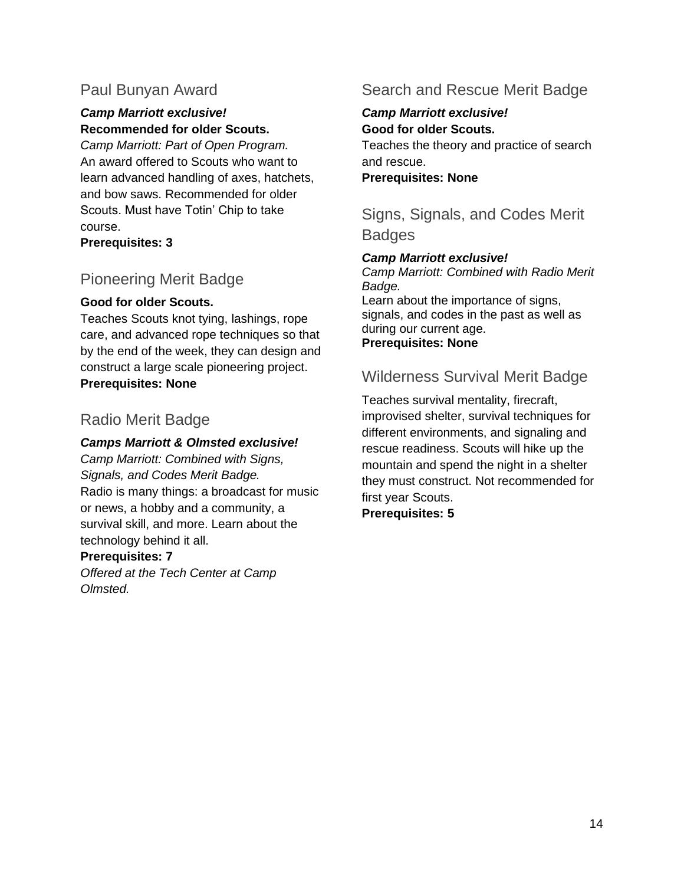## Paul Bunyan Award

***Camp Marriott exclusive!***
**Recommended for older Scouts.**
*Camp Marriott: Part of Open Program.*
An award offered to Scouts who want to learn advanced handling of axes, hatchets, and bow saws. Recommended for older Scouts. Must have Totin' Chip to take course.
**Prerequisites: 3**

## Pioneering Merit Badge

**Good for older Scouts.**
Teaches Scouts knot tying, lashings, rope care, and advanced rope techniques so that by the end of the week, they can design and construct a large scale pioneering project.
**Prerequisites: None**

## Radio Merit Badge

***Camps Marriott & Olmsted exclusive!***
*Camp Marriott: Combined with Signs, Signals, and Codes Merit Badge.*
Radio is many things: a broadcast for music or news, a hobby and a community, a survival skill, and more. Learn about the technology behind it all.
**Prerequisites: 7**
*Offered at the Tech Center at Camp Olmsted.*

## Search and Rescue Merit Badge

***Camp Marriott exclusive!***
**Good for older Scouts.**
Teaches the theory and practice of search and rescue.
**Prerequisites: None**

## Signs, Signals, and Codes Merit Badges

***Camp Marriott exclusive!***
*Camp Marriott: Combined with Radio Merit Badge.*
Learn about the importance of signs, signals, and codes in the past as well as during our current age.
**Prerequisites: None**

## Wilderness Survival Merit Badge

Teaches survival mentality, firecraft, improvised shelter, survival techniques for different environments, and signaling and rescue readiness. Scouts will hike up the mountain and spend the night in a shelter they must construct. Not recommended for first year Scouts.
**Prerequisites: 5**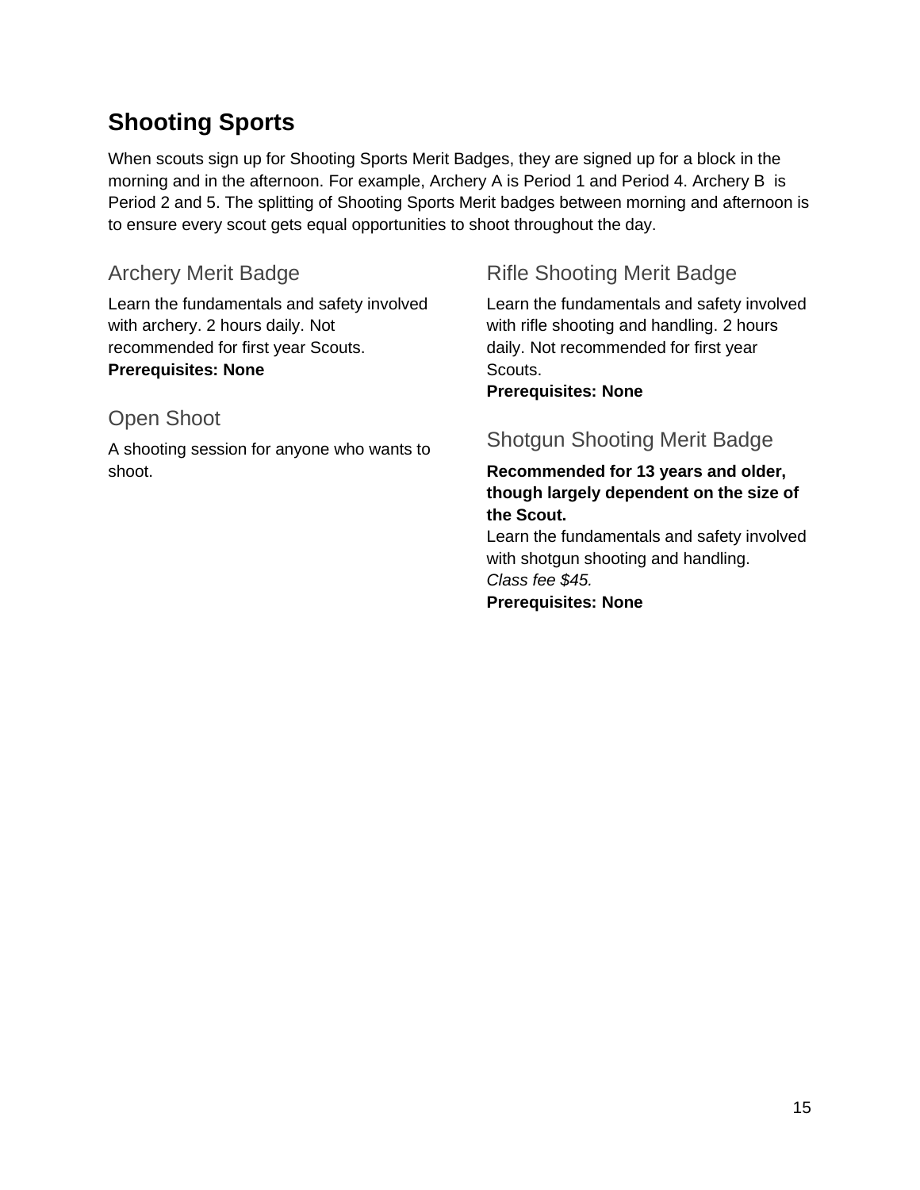## Shooting Sports

When scouts sign up for Shooting Sports Merit Badges, they are signed up for a block in the morning and in the afternoon. For example, Archery A is Period 1 and Period 4. Archery B is Period 2 and 5. The splitting of Shooting Sports Merit badges between morning and afternoon is to ensure every scout gets equal opportunities to shoot throughout the day.

### Archery Merit Badge

Learn the fundamentals and safety involved with archery. 2 hours daily. Not recommended for first year Scouts.
**Prerequisites: None**

### Open Shoot

A shooting session for anyone who wants to shoot.

### Rifle Shooting Merit Badge

Learn the fundamentals and safety involved with rifle shooting and handling. 2 hours daily. Not recommended for first year Scouts.
**Prerequisites: None**

### Shotgun Shooting Merit Badge

**Recommended for 13 years and older, though largely dependent on the size of the Scout.**
Learn the fundamentals and safety involved with shotgun shooting and handling.
*Class fee $45.*
**Prerequisites: None**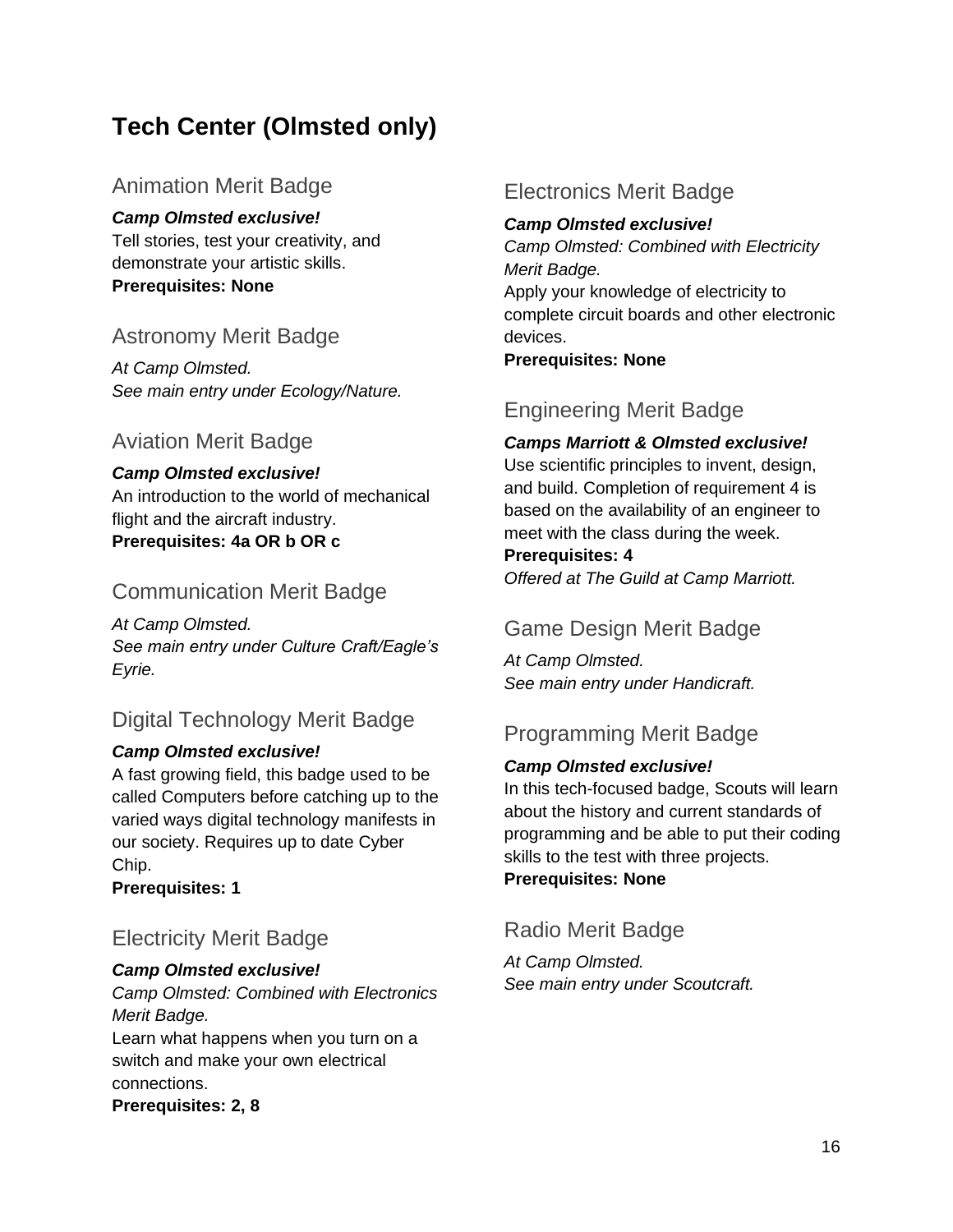# Tech Center (Olmsted only)

## Animation Merit Badge

***Camp Olmsted exclusive!***
Tell stories, test your creativity, and demonstrate your artistic skills.
**Prerequisites: None**

## Astronomy Merit Badge

*At Camp Olmsted.*
*See main entry under Ecology/Nature.*

## Aviation Merit Badge

***Camp Olmsted exclusive!***
An introduction to the world of mechanical flight and the aircraft industry.
**Prerequisites: 4a OR b OR c**

## Communication Merit Badge

*At Camp Olmsted.*
*See main entry under Culture Craft/Eagle's Eyrie.*

## Digital Technology Merit Badge

***Camp Olmsted exclusive!***
A fast growing field, this badge used to be called Computers before catching up to the varied ways digital technology manifests in our society. Requires up to date Cyber Chip.
**Prerequisites: 1**

## Electricity Merit Badge

***Camp Olmsted exclusive!***
*Camp Olmsted: Combined with Electronics Merit Badge.*
Learn what happens when you turn on a switch and make your own electrical connections.
**Prerequisites: 2, 8**

## Electronics Merit Badge

***Camp Olmsted exclusive!***
*Camp Olmsted: Combined with Electricity Merit Badge.*
Apply your knowledge of electricity to complete circuit boards and other electronic devices.
**Prerequisites: None**

## Engineering Merit Badge

***Camps Marriott & Olmsted exclusive!***
Use scientific principles to invent, design, and build. Completion of requirement 4 is based on the availability of an engineer to meet with the class during the week.
**Prerequisites: 4**
*Offered at The Guild at Camp Marriott.*

## Game Design Merit Badge

*At Camp Olmsted.*
*See main entry under Handicraft.*

## Programming Merit Badge

***Camp Olmsted exclusive!***
In this tech-focused badge, Scouts will learn about the history and current standards of programming and be able to put their coding skills to the test with three projects.
**Prerequisites: None**

## Radio Merit Badge

*At Camp Olmsted.*
*See main entry under Scoutcraft.*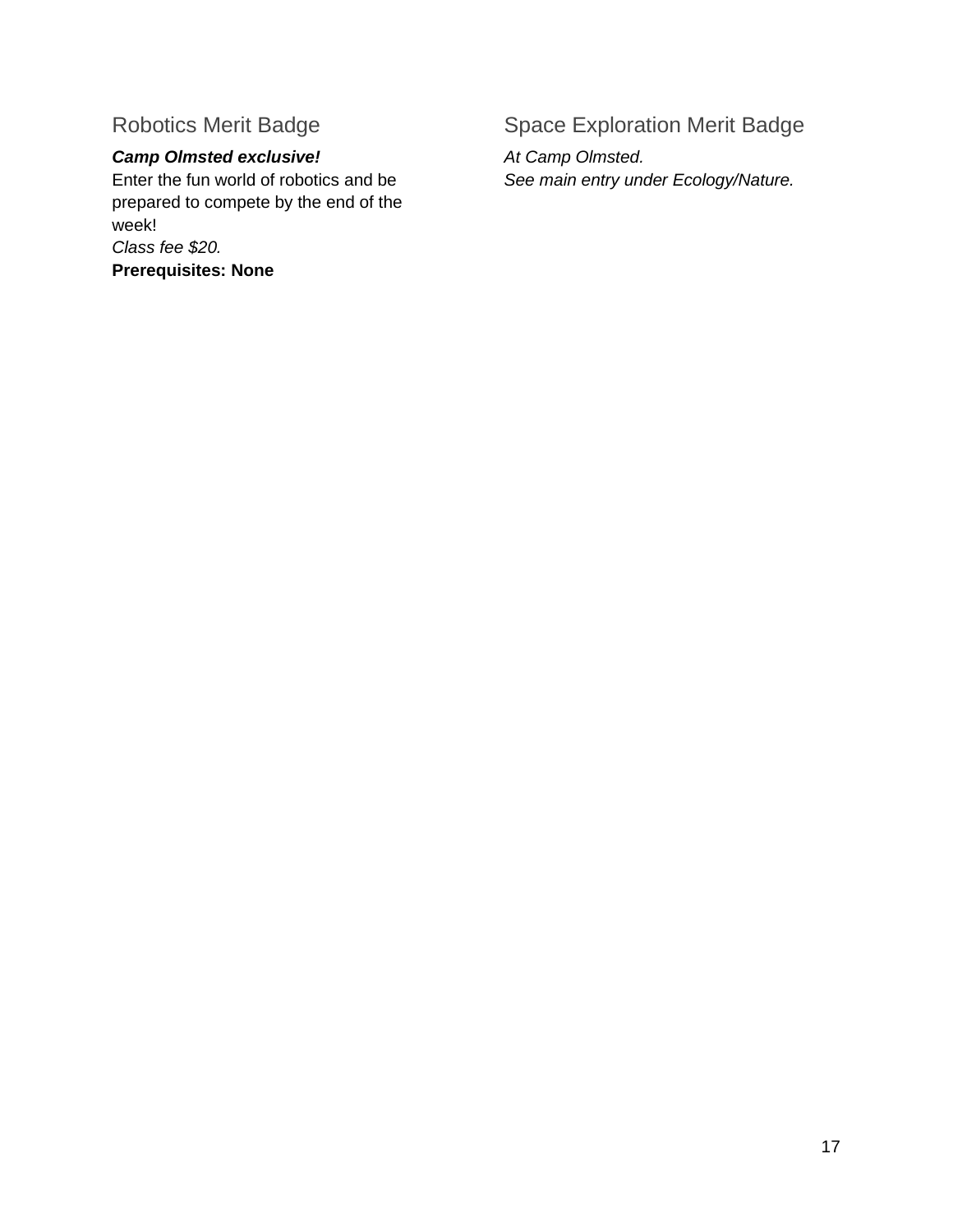## Robotics Merit Badge

***Camp Olmsted exclusive!***
Enter the fun world of robotics and be prepared to compete by the end of the week!
*Class fee $20.*
**Prerequisites: None**

## Space Exploration Merit Badge

*At Camp Olmsted.*
*See main entry under Ecology/Nature.*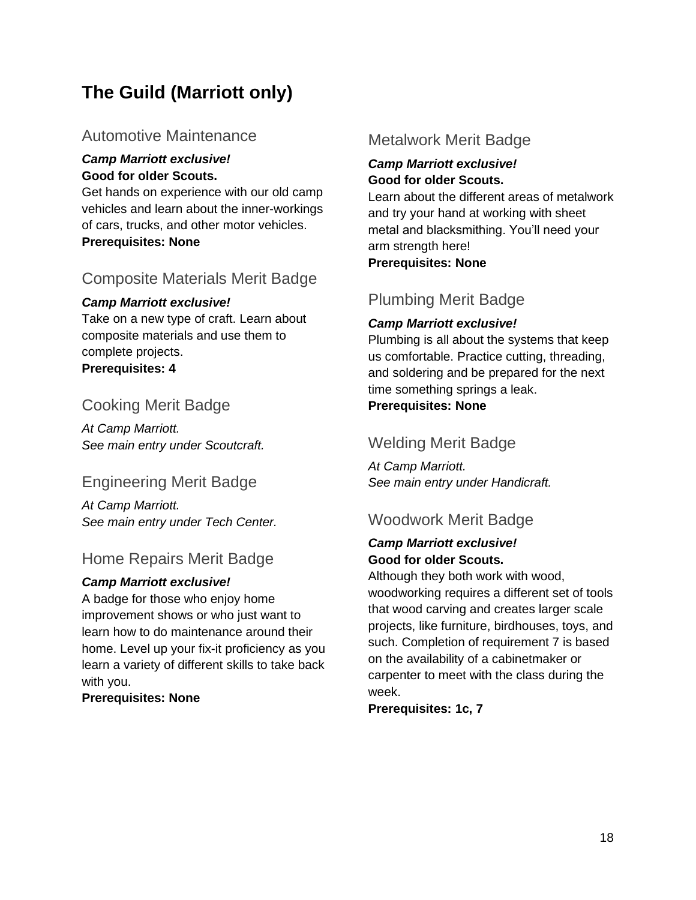# The Guild (Marriott only)

## Automotive Maintenance

***Camp Marriott exclusive!***
**Good for older Scouts.**
Get hands on experience with our old camp vehicles and learn about the inner-workings of cars, trucks, and other motor vehicles.
**Prerequisites: None**

## Composite Materials Merit Badge

***Camp Marriott exclusive!***
Take on a new type of craft. Learn about composite materials and use them to complete projects.
**Prerequisites: 4**

## Cooking Merit Badge

*At Camp Marriott.*
*See main entry under Scoutcraft.*

## Engineering Merit Badge

*At Camp Marriott.*
*See main entry under Tech Center.*

## Home Repairs Merit Badge

***Camp Marriott exclusive!***
A badge for those who enjoy home improvement shows or who just want to learn how to do maintenance around their home. Level up your fix-it proficiency as you learn a variety of different skills to take back with you.
**Prerequisites: None**

## Metalwork Merit Badge

***Camp Marriott exclusive!***
**Good for older Scouts.**
Learn about the different areas of metalwork and try your hand at working with sheet metal and blacksmithing. You'll need your arm strength here!
**Prerequisites: None**

## Plumbing Merit Badge

***Camp Marriott exclusive!***
Plumbing is all about the systems that keep us comfortable. Practice cutting, threading, and soldering and be prepared for the next time something springs a leak.
**Prerequisites: None**

## Welding Merit Badge

*At Camp Marriott.*
*See main entry under Handicraft.*

## Woodwork Merit Badge

***Camp Marriott exclusive!***
**Good for older Scouts.**
Although they both work with wood, woodworking requires a different set of tools that wood carving and creates larger scale projects, like furniture, birdhouses, toys, and such. Completion of requirement 7 is based on the availability of a cabinetmaker or carpenter to meet with the class during the week.
**Prerequisites: 1c, 7**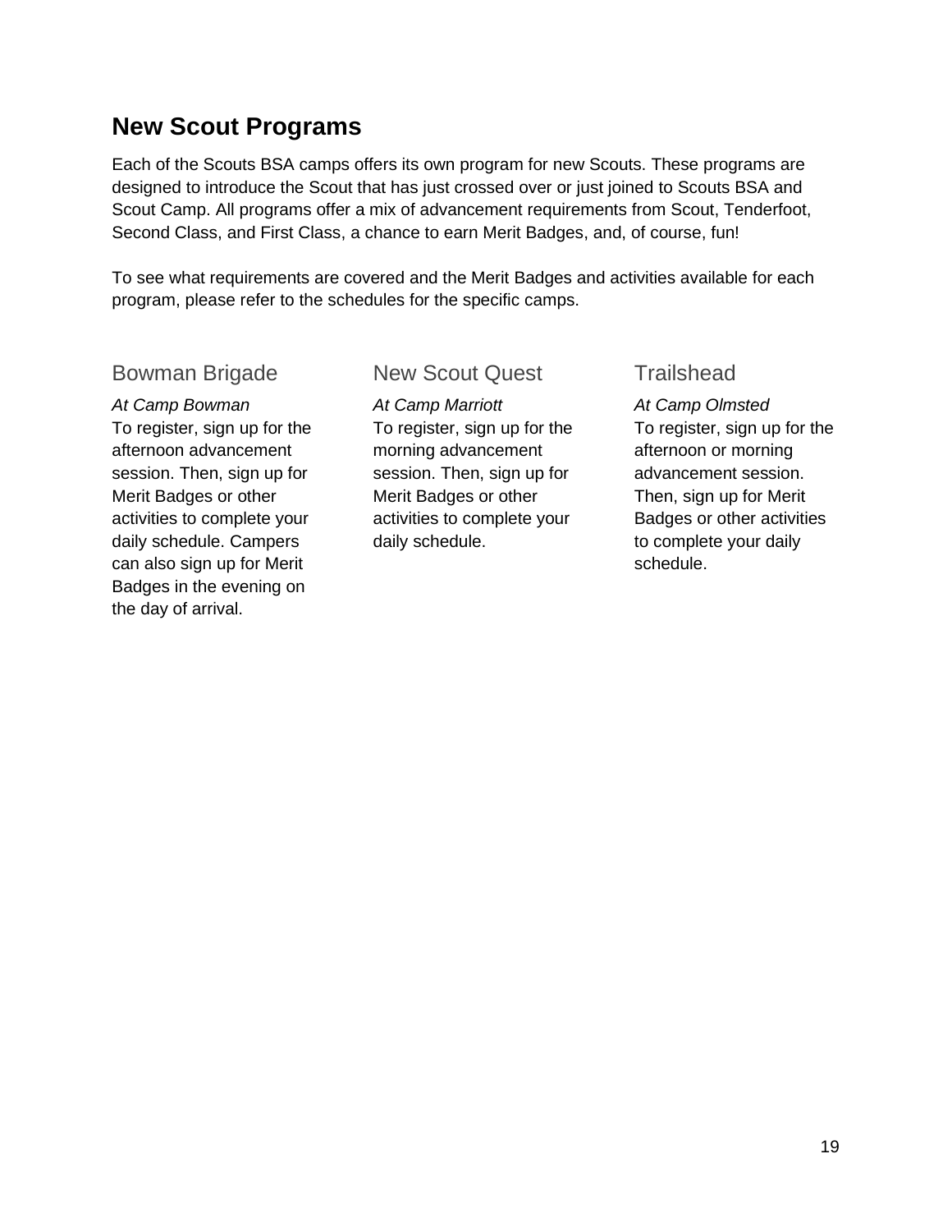## New Scout Programs

Each of the Scouts BSA camps offers its own program for new Scouts. These programs are designed to introduce the Scout that has just crossed over or just joined to Scouts BSA and Scout Camp. All programs offer a mix of advancement requirements from Scout, Tenderfoot, Second Class, and First Class, a chance to earn Merit Badges, and, of course, fun!

To see what requirements are covered and the Merit Badges and activities available for each program, please refer to the schedules for the specific camps.

### Bowman Brigade

*At Camp Bowman*

To register, sign up for the afternoon advancement session. Then, sign up for Merit Badges or other activities to complete your daily schedule. Campers can also sign up for Merit Badges in the evening on the day of arrival.

### New Scout Quest

*At Camp Marriott*

To register, sign up for the morning advancement session. Then, sign up for Merit Badges or other activities to complete your daily schedule.

### Trailshead

*At Camp Olmsted*

To register, sign up for the afternoon or morning advancement session. Then, sign up for Merit Badges or other activities to complete your daily schedule.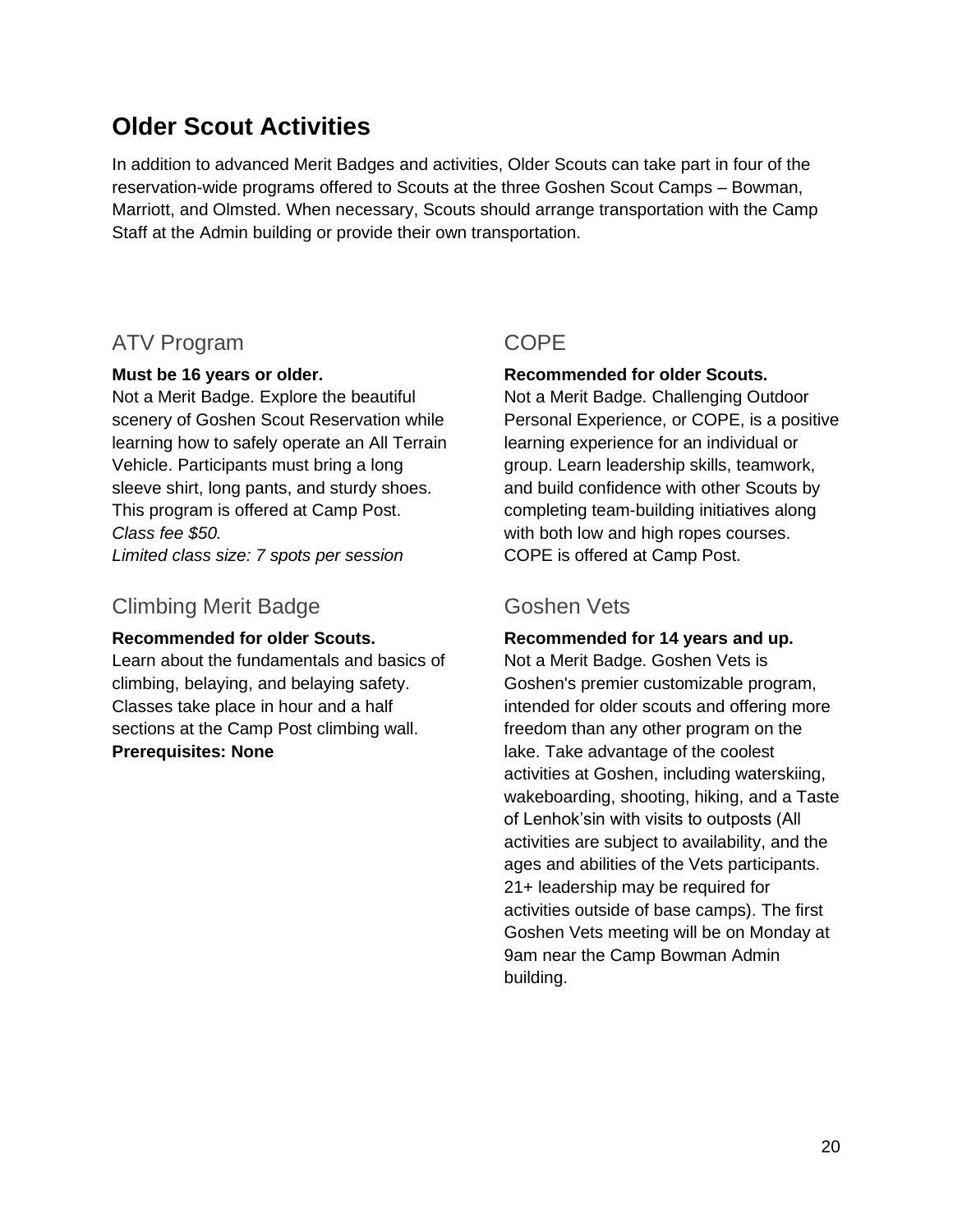## Older Scout Activities

In addition to advanced Merit Badges and activities, Older Scouts can take part in four of the reservation-wide programs offered to Scouts at the three Goshen Scout Camps – Bowman, Marriott, and Olmsted. When necessary, Scouts should arrange transportation with the Camp Staff at the Admin building or provide their own transportation.

### ATV Program

**Must be 16 years or older.**
Not a Merit Badge. Explore the beautiful scenery of Goshen Scout Reservation while learning how to safely operate an All Terrain Vehicle. Participants must bring a long sleeve shirt, long pants, and sturdy shoes. This program is offered at Camp Post.
*Class fee $50.*
*Limited class size: 7 spots per session*

### Climbing Merit Badge

**Recommended for older Scouts.**
Learn about the fundamentals and basics of climbing, belaying, and belaying safety. Classes take place in hour and a half sections at the Camp Post climbing wall.
**Prerequisites: None**

### COPE

**Recommended for older Scouts.**
Not a Merit Badge. Challenging Outdoor Personal Experience, or COPE, is a positive learning experience for an individual or group. Learn leadership skills, teamwork, and build confidence with other Scouts by completing team-building initiatives along with both low and high ropes courses. COPE is offered at Camp Post.

### Goshen Vets

**Recommended for 14 years and up.**
Not a Merit Badge. Goshen Vets is Goshen's premier customizable program, intended for older scouts and offering more freedom than any other program on the lake. Take advantage of the coolest activities at Goshen, including waterskiing, wakeboarding, shooting, hiking, and a Taste of Lenhok'sin with visits to outposts (All activities are subject to availability, and the ages and abilities of the Vets participants. 21+ leadership may be required for activities outside of base camps). The first Goshen Vets meeting will be on Monday at 9am near the Camp Bowman Admin building.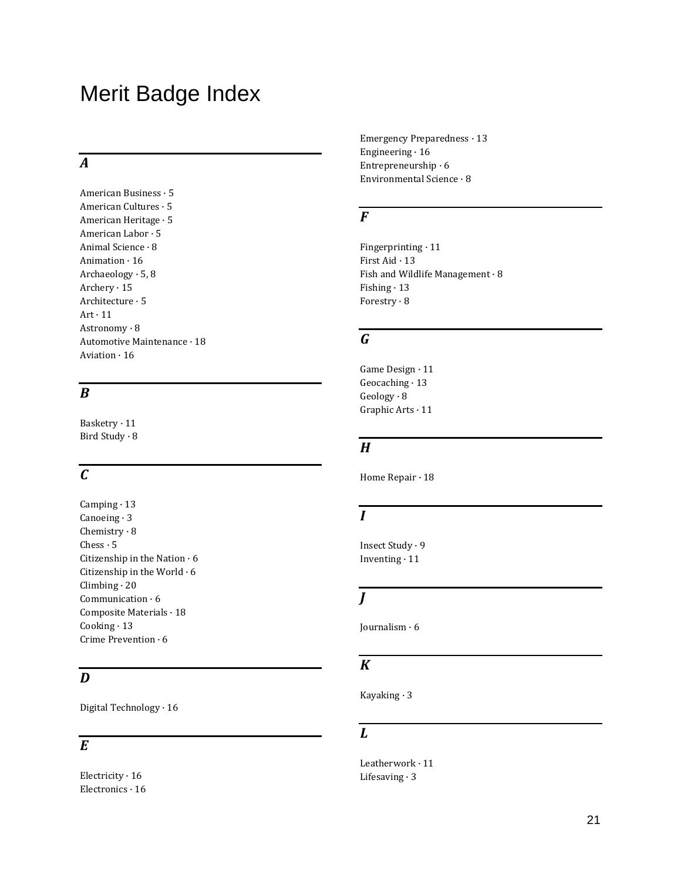# Merit Badge Index

### *A*

American Business · 5
American Cultures · 5
American Heritage · 5
American Labor · 5
Animal Science · 8
Animation · 16
Archaeology · 5, 8
Archery · 15
Architecture · 5
Art · 11
Astronomy · 8
Automotive Maintenance · 18
Aviation · 16

### *B*

Basketry · 11
Bird Study · 8

### *C*

Camping · 13
Canoeing · 3
Chemistry · 8
Chess · 5
Citizenship in the Nation · 6
Citizenship in the World · 6
Climbing · 20
Communication · 6
Composite Materials · 18
Cooking · 13
Crime Prevention · 6

### *D*

Digital Technology · 16

### *E*

Electricity · 16
Electronics · 16
Emergency Preparedness · 13
Engineering · 16
Entrepreneurship · 6
Environmental Science · 8

### *F*

Fingerprinting · 11
First Aid · 13
Fish and Wildlife Management · 8
Fishing · 13
Forestry · 8

### *G*

Game Design · 11
Geocaching · 13
Geology · 8
Graphic Arts · 11

### *H*

Home Repair · 18

### *I*

Insect Study · 9
Inventing · 11

### *J*

Journalism · 6

### *K*

Kayaking · 3

### *L*

Leatherwork · 11
Lifesaving · 3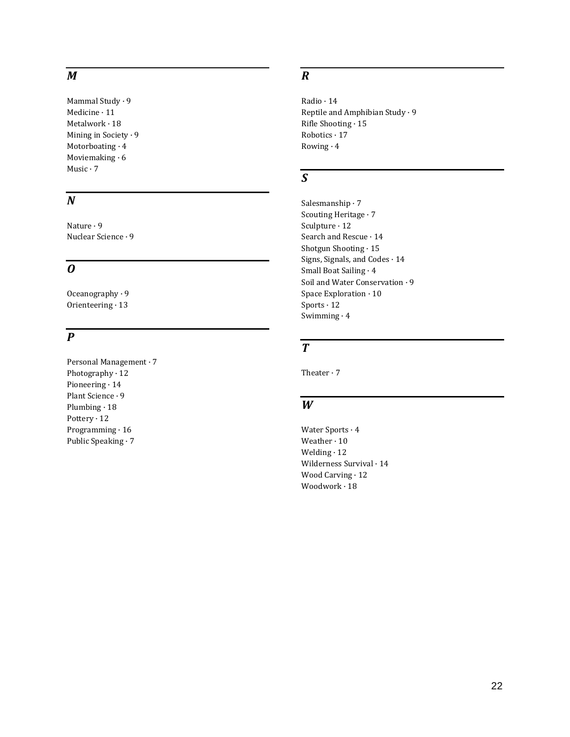## M

Mammal Study · 9
Medicine · 11
Metalwork · 18
Mining in Society · 9
Motorboating · 4
Moviemaking · 6
Music · 7

## N

Nature · 9
Nuclear Science · 9

## O

Oceanography · 9
Orienteering · 13

## P

Personal Management · 7
Photography · 12
Pioneering · 14
Plant Science · 9
Plumbing · 18
Pottery · 12
Programming · 16
Public Speaking · 7

## R

Radio · 14
Reptile and Amphibian Study · 9
Rifle Shooting · 15
Robotics · 17
Rowing · 4

## S

Salesmanship · 7
Scouting Heritage · 7
Sculpture · 12
Search and Rescue · 14
Shotgun Shooting · 15
Signs, Signals, and Codes · 14
Small Boat Sailing · 4
Soil and Water Conservation · 9
Space Exploration · 10
Sports · 12
Swimming · 4

## T

Theater · 7

## W

Water Sports · 4
Weather · 10
Welding · 12
Wilderness Survival · 14
Wood Carving · 12
Woodwork · 18